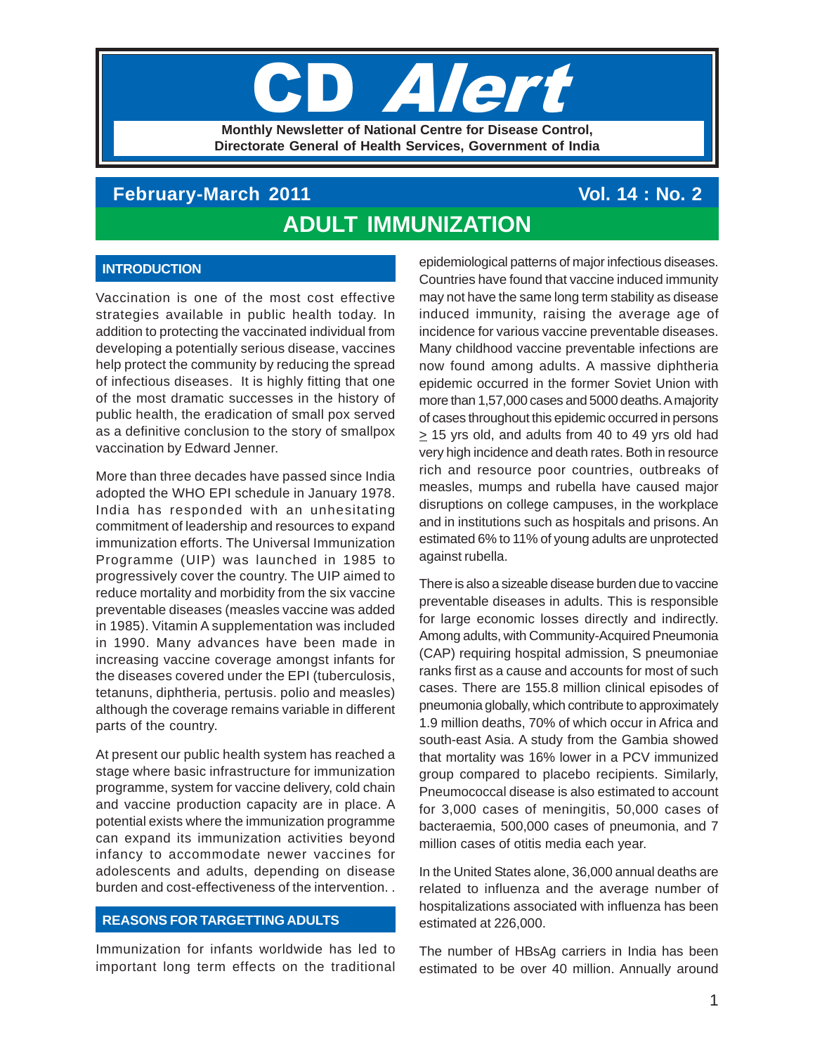# CD *Alert*

**Monthly Newsletter of National Centre for Disease Control, Directorate General of Health Services, Government of India**

**February-March 2011** **Vol. 14 : No. 2**

# ADULT IMMUNIZATION

## INTRODUCTION

Vaccination is one of the most cost effective strategies available in public health today. In addition to protecting the vaccinated individual from developing a potentially serious disease, vaccines help protect the community by reducing the spread of infectious diseases. It is highly fitting that one of the most dramatic successes in the history of public health, the eradication of small pox served as a definitive conclusion to the story of smallpox vaccination by Edward Jenner.

More than three decades have passed since India adopted the WHO EPI schedule in January 1978. India has responded with an unhesitating commitment of leadership and resources to expand immunization efforts. The Universal Immunization Programme (UIP) was launched in 1985 to progressively cover the country. The UIP aimed to reduce mortality and morbidity from the six vaccine preventable diseases (measles vaccine was added in 1985). Vitamin A supplementation was included in 1990. Many advances have been made in increasing vaccine coverage amongst infants for the diseases covered under the EPI (tuberculosis, tetanuns, diphtheria, pertusis. polio and measles) although the coverage remains variable in different parts of the country.

At present our public health system has reached a stage where basic infrastructure for immunization programme, system for vaccine delivery, cold chain and vaccine production capacity are in place. A potential exists where the immunization programme can expand its immunization activities beyond infancy to accommodate newer vaccines for adolescents and adults, depending on disease burden and cost-effectiveness of the intervention. .

## REASONS FOR TARGETTING ADULTS

Immunization for infants worldwide has led to important long term effects on the traditional epidemiological patterns of major infectious diseases. Countries have found that vaccine induced immunity may not have the same long term stability as disease induced immunity, raising the average age of incidence for various vaccine preventable diseases. Many childhood vaccine preventable infections are now found among adults. A massive diphtheria epidemic occurred in the former Soviet Union with more than 1,57,000 cases and 5000 deaths. A majority of cases throughout this epidemic occurred in persons $\geq$ 15 yrs old, and adults from 40 to 49 yrs old had very high incidence and death rates. Both in resource rich and resource poor countries, outbreaks of measles, mumps and rubella have caused major disruptions on college campuses, in the workplace and in institutions such as hospitals and prisons. An estimated 6% to 11% of young adults are unprotected against rubella.

There is also a sizeable disease burden due to vaccine preventable diseases in adults. This is responsible for large economic losses directly and indirectly. Among adults, with Community-Acquired Pneumonia (CAP) requiring hospital admission, S pneumoniae ranks first as a cause and accounts for most of such cases. There are 155.8 million clinical episodes of pneumonia globally, which contribute to approximately 1.9 million deaths, 70% of which occur in Africa and south-east Asia. A study from the Gambia showed that mortality was 16% lower in a PCV immunized group compared to placebo recipients. Similarly, Pneumococcal disease is also estimated to account for 3,000 cases of meningitis, 50,000 cases of bacteraemia, 500,000 cases of pneumonia, and 7 million cases of otitis media each year.

In the United States alone, 36,000 annual deaths are related to influenza and the average number of hospitalizations associated with influenza has been estimated at 226,000.

The number of HBsAg carriers in India has been estimated to be over 40 million. Annually around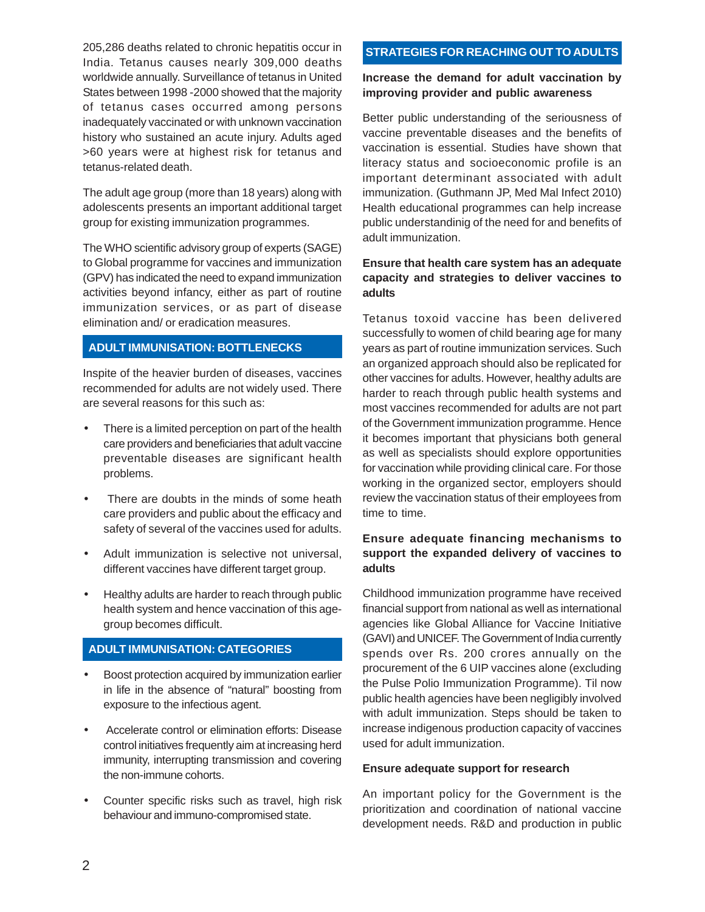205,286 deaths related to chronic hepatitis occur in India. Tetanus causes nearly 309,000 deaths worldwide annually. Surveillance of tetanus in United States between 1998 -2000 showed that the majority of tetanus cases occurred among persons inadequately vaccinated or with unknown vaccination history who sustained an acute injury. Adults aged >60 years were at highest risk for tetanus and tetanus-related death.

The adult age group (more than 18 years) along with adolescents presents an important additional target group for existing immunization programmes.

The WHO scientific advisory group of experts (SAGE) to Global programme for vaccines and immunization (GPV) has indicated the need to expand immunization activities beyond infancy, either as part of routine immunization services, or as part of disease elimination and/ or eradication measures.

## ADULT IMMUNISATION: BOTTLENECKS

Inspite of the heavier burden of diseases, vaccines recommended for adults are not widely used. There are several reasons for this such as:

- There is a limited perception on part of the health care providers and beneficiaries that adult vaccine preventable diseases are significant health problems.
- There are doubts in the minds of some heath care providers and public about the efficacy and safety of several of the vaccines used for adults.
- Adult immunization is selective not universal, different vaccines have different target group.
- Healthy adults are harder to reach through public health system and hence vaccination of this age-group becomes difficult.

## ADULT IMMUNISATION: CATEGORIES

- Boost protection acquired by immunization earlier in life in the absence of "natural" boosting from exposure to the infectious agent.
- Accelerate control or elimination efforts: Disease control initiatives frequently aim at increasing herd immunity, interrupting transmission and covering the non-immune cohorts.
- Counter specific risks such as travel, high risk behaviour and immuno-compromised state.

## STRATEGIES FOR REACHING OUT TO ADULTS

**Increase the demand for adult vaccination by improving provider and public awareness**

Better public understanding of the seriousness of vaccine preventable diseases and the benefits of vaccination is essential. Studies have shown that literacy status and socioeconomic profile is an important determinant associated with adult immunization. (Guthmann JP, Med Mal Infect 2010) Health educational programmes can help increase public understandinig of the need for and benefits of adult immunization.

**Ensure that health care system has an adequate capacity and strategies to deliver vaccines to adults**

Tetanus toxoid vaccine has been delivered successfully to women of child bearing age for many years as part of routine immunization services. Such an organized approach should also be replicated for other vaccines for adults. However, healthy adults are harder to reach through public health systems and most vaccines recommended for adults are not part of the Government immunization programme. Hence it becomes important that physicians both general as well as specialists should explore opportunities for vaccination while providing clinical care. For those working in the organized sector, employers should review the vaccination status of their employees from time to time.

**Ensure adequate financing mechanisms to support the expanded delivery of vaccines to adults**

Childhood immunization programme have received financial support from national as well as international agencies like Global Alliance for Vaccine Initiative (GAVI) and UNICEF. The Government of India currently spends over Rs. 200 crores annually on the procurement of the 6 UIP vaccines alone (excluding the Pulse Polio Immunization Programme). Til now public health agencies have been negligibly involved with adult immunization. Steps should be taken to increase indigenous production capacity of vaccines used for adult immunization.

**Ensure adequate support for research**

An important policy for the Government is the prioritization and coordination of national vaccine development needs. R&D and production in public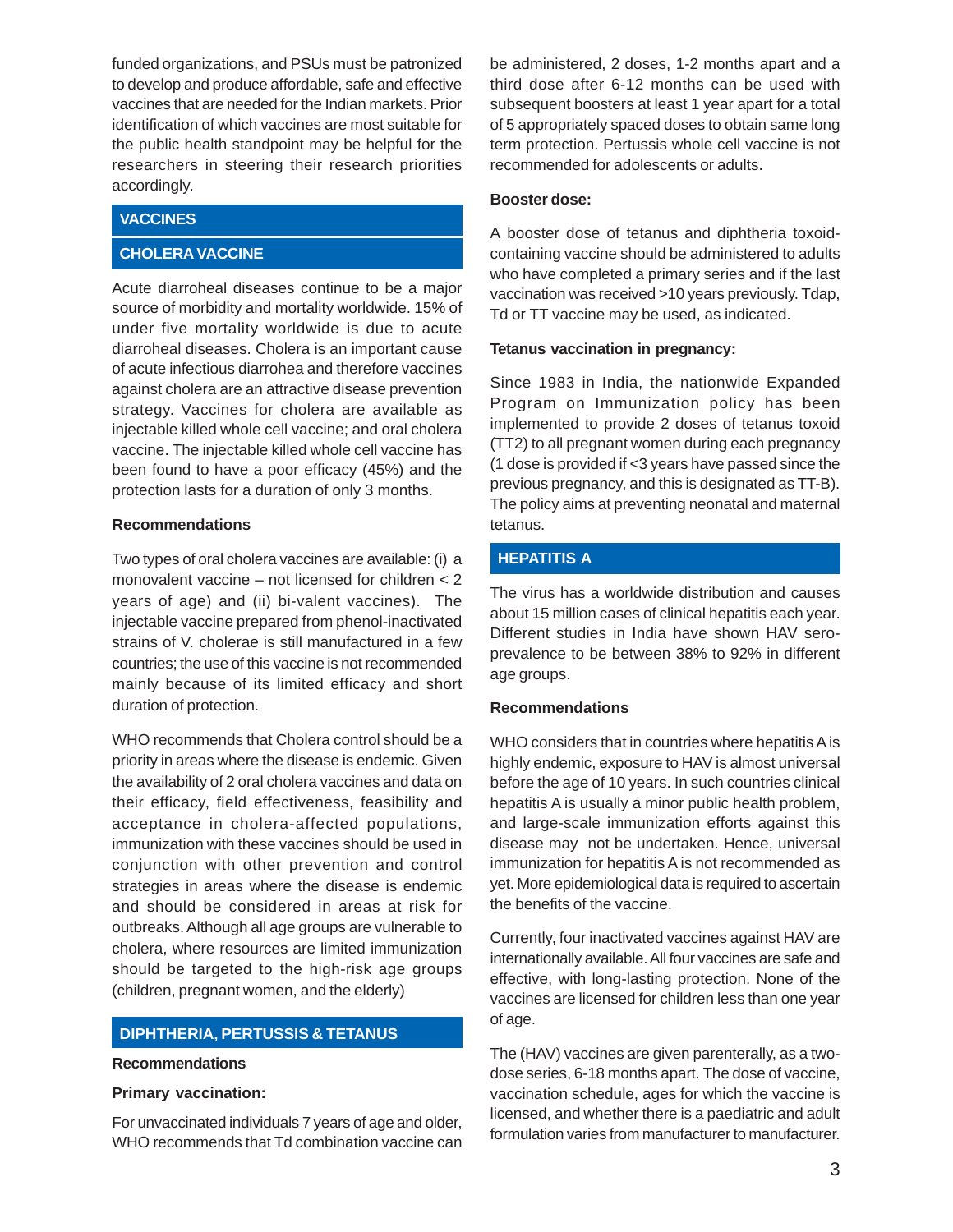funded organizations, and PSUs must be patronized to develop and produce affordable, safe and effective vaccines that are needed for the Indian markets. Prior identification of which vaccines are most suitable for the public health standpoint may be helpful for the researchers in steering their research priorities accordingly.

## VACCINES

### CHOLERA VACCINE

Acute diarroheal diseases continue to be a major source of morbidity and mortality worldwide. 15% of under five mortality worldwide is due to acute diarroheal diseases. Cholera is an important cause of acute infectious diarrohea and therefore vaccines against cholera are an attractive disease prevention strategy. Vaccines for cholera are available as injectable killed whole cell vaccine; and oral cholera vaccine. The injectable killed whole cell vaccine has been found to have a poor efficacy (45%) and the protection lasts for a duration of only 3 months.

**Recommendations**

Two types of oral cholera vaccines are available: (i) a monovalent vaccine – not licensed for children < 2 years of age) and (ii) bi-valent vaccines). The injectable vaccine prepared from phenol-inactivated strains of V. cholerae is still manufactured in a few countries; the use of this vaccine is not recommended mainly because of its limited efficacy and short duration of protection.

WHO recommends that Cholera control should be a priority in areas where the disease is endemic. Given the availability of 2 oral cholera vaccines and data on their efficacy, field effectiveness, feasibility and acceptance in cholera-affected populations, immunization with these vaccines should be used in conjunction with other prevention and control strategies in areas where the disease is endemic and should be considered in areas at risk for outbreaks. Although all age groups are vulnerable to cholera, where resources are limited immunization should be targeted to the high-risk age groups (children, pregnant women, and the elderly)

### DIPHTHERIA, PERTUSSIS & TETANUS

**Recommendations**

**Primary vaccination:**

For unvaccinated individuals 7 years of age and older, WHO recommends that Td combination vaccine can be administered, 2 doses, 1-2 months apart and a third dose after 6-12 months can be used with subsequent boosters at least 1 year apart for a total of 5 appropriately spaced doses to obtain same long term protection. Pertussis whole cell vaccine is not recommended for adolescents or adults.

**Booster dose:**

A booster dose of tetanus and diphtheria toxoid-containing vaccine should be administered to adults who have completed a primary series and if the last vaccination was received >10 years previously. Tdap, Td or TT vaccine may be used, as indicated.

**Tetanus vaccination in pregnancy:**

Since 1983 in India, the nationwide Expanded Program on Immunization policy has been implemented to provide 2 doses of tetanus toxoid (TT2) to all pregnant women during each pregnancy (1 dose is provided if <3 years have passed since the previous pregnancy, and this is designated as TT-B). The policy aims at preventing neonatal and maternal tetanus.

### HEPATITIS A

The virus has a worldwide distribution and causes about 15 million cases of clinical hepatitis each year. Different studies in India have shown HAV sero-prevalence to be between 38% to 92% in different age groups.

**Recommendations**

WHO considers that in countries where hepatitis A is highly endemic, exposure to HAV is almost universal before the age of 10 years. In such countries clinical hepatitis A is usually a minor public health problem, and large-scale immunization efforts against this disease may not be undertaken. Hence, universal immunization for hepatitis A is not recommended as yet. More epidemiological data is required to ascertain the benefits of the vaccine.

Currently, four inactivated vaccines against HAV are internationally available. All four vaccines are safe and effective, with long-lasting protection. None of the vaccines are licensed for children less than one year of age.

The (HAV) vaccines are given parenterally, as a two-dose series, 6-18 months apart. The dose of vaccine, vaccination schedule, ages for which the vaccine is licensed, and whether there is a paediatric and adult formulation varies from manufacturer to manufacturer.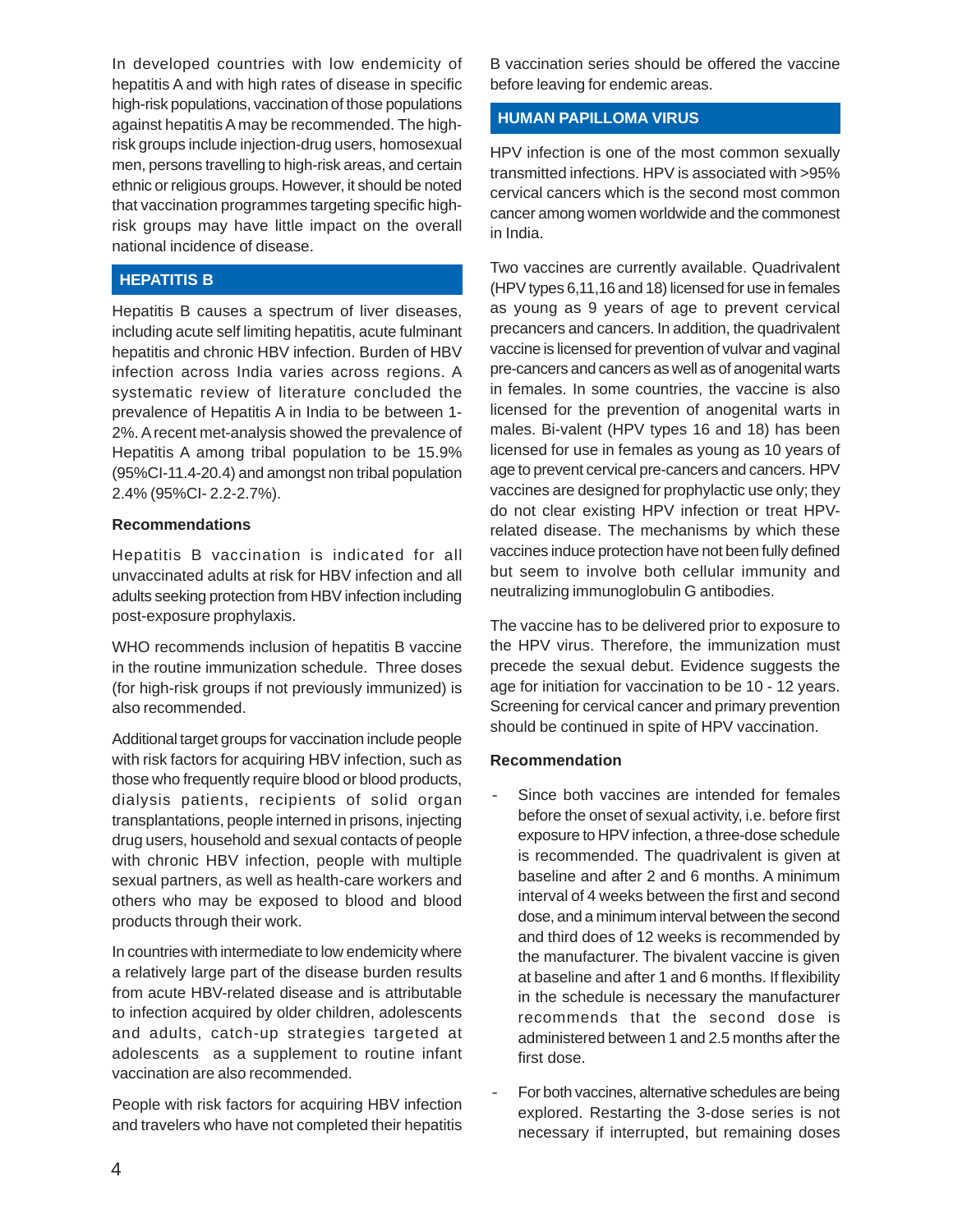In developed countries with low endemicity of hepatitis A and with high rates of disease in specific high-risk populations, vaccination of those populations against hepatitis A may be recommended. The high-risk groups include injection-drug users, homosexual men, persons travelling to high-risk areas, and certain ethnic or religious groups. However, it should be noted that vaccination programmes targeting specific high-risk groups may have little impact on the overall national incidence of disease.

## HEPATITIS B

Hepatitis B causes a spectrum of liver diseases, including acute self limiting hepatitis, acute fulminant hepatitis and chronic HBV infection. Burden of HBV infection across India varies across regions. A systematic review of literature concluded the prevalence of Hepatitis A in India to be between 1-2%. A recent met-analysis showed the prevalence of Hepatitis A among tribal population to be 15.9% (95%CI-11.4-20.4) and amongst non tribal population 2.4% (95%CI- 2.2-2.7%).

### Recommendations

Hepatitis B vaccination is indicated for all unvaccinated adults at risk for HBV infection and all adults seeking protection from HBV infection including post-exposure prophylaxis.

WHO recommends inclusion of hepatitis B vaccine in the routine immunization schedule. Three doses (for high-risk groups if not previously immunized) is also recommended.

Additional target groups for vaccination include people with risk factors for acquiring HBV infection, such as those who frequently require blood or blood products, dialysis patients, recipients of solid organ transplantations, people interned in prisons, injecting drug users, household and sexual contacts of people with chronic HBV infection, people with multiple sexual partners, as well as health-care workers and others who may be exposed to blood and blood products through their work.

In countries with intermediate to low endemicity where a relatively large part of the disease burden results from acute HBV-related disease and is attributable to infection acquired by older children, adolescents and adults, catch-up strategies targeted at adolescents as a supplement to routine infant vaccination are also recommended.

People with risk factors for acquiring HBV infection and travelers who have not completed their hepatitis B vaccination series should be offered the vaccine before leaving for endemic areas.

## HUMAN PAPILLOMA VIRUS

HPV infection is one of the most common sexually transmitted infections. HPV is associated with >95% cervical cancers which is the second most common cancer among women worldwide and the commonest in India.

Two vaccines are currently available. Quadrivalent (HPV types 6,11,16 and 18) licensed for use in females as young as 9 years of age to prevent cervical precancers and cancers. In addition, the quadrivalent vaccine is licensed for prevention of vulvar and vaginal pre-cancers and cancers as well as of anogenital warts in females. In some countries, the vaccine is also licensed for the prevention of anogenital warts in males. Bi-valent (HPV types 16 and 18) has been licensed for use in females as young as 10 years of age to prevent cervical pre-cancers and cancers. HPV vaccines are designed for prophylactic use only; they do not clear existing HPV infection or treat HPV-related disease. The mechanisms by which these vaccines induce protection have not been fully defined but seem to involve both cellular immunity and neutralizing immunoglobulin G antibodies.

The vaccine has to be delivered prior to exposure to the HPV virus. Therefore, the immunization must precede the sexual debut. Evidence suggests the age for initiation for vaccination to be 10 - 12 years. Screening for cervical cancer and primary prevention should be continued in spite of HPV vaccination.

### Recommendation

- Since both vaccines are intended for females before the onset of sexual activity, i.e. before first exposure to HPV infection, a three-dose schedule is recommended. The quadrivalent is given at baseline and after 2 and 6 months. A minimum interval of 4 weeks between the first and second dose, and a minimum interval between the second and third does of 12 weeks is recommended by the manufacturer. The bivalent vaccine is given at baseline and after 1 and 6 months. If flexibility in the schedule is necessary the manufacturer recommends that the second dose is administered between 1 and 2.5 months after the first dose.

- For both vaccines, alternative schedules are being explored. Restarting the 3-dose series is not necessary if interrupted, but remaining doses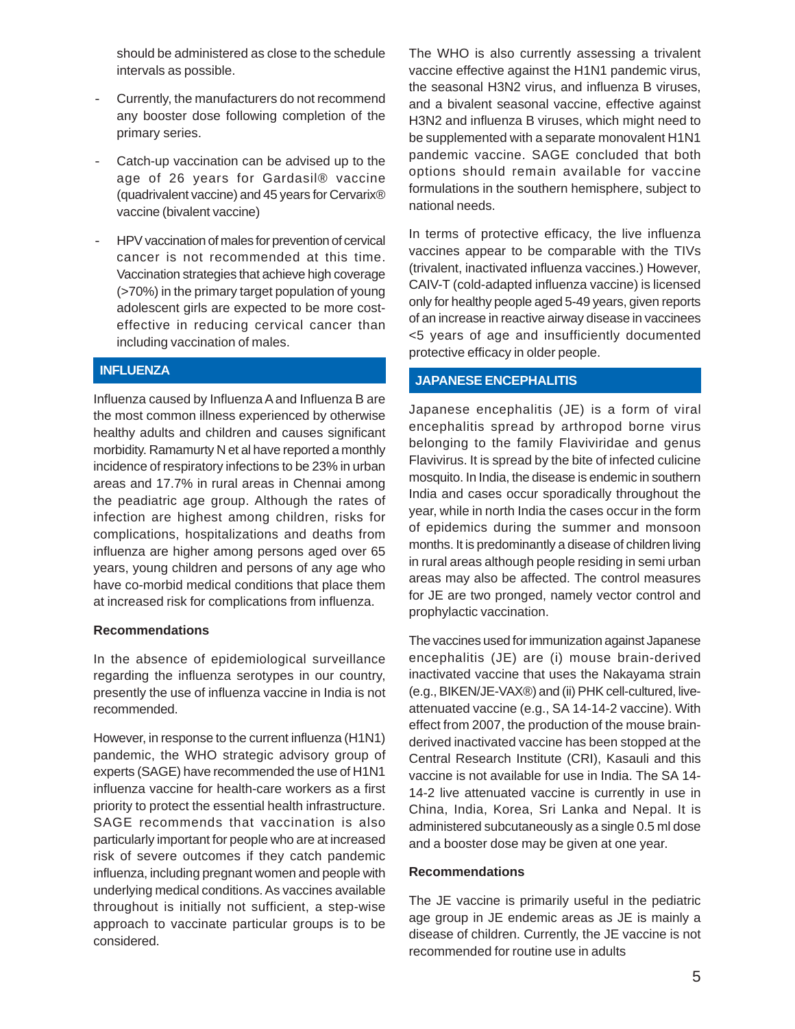should be administered as close to the schedule intervals as possible.

- Currently, the manufacturers do not recommend any booster dose following completion of the primary series.
- Catch-up vaccination can be advised up to the age of 26 years for Gardasil® vaccine (quadrivalent vaccine) and 45 years for Cervarix® vaccine (bivalent vaccine)
- HPV vaccination of males for prevention of cervical cancer is not recommended at this time. Vaccination strategies that achieve high coverage (>70%) in the primary target population of young adolescent girls are expected to be more cost-effective in reducing cervical cancer than including vaccination of males.

## INFLUENZA

Influenza caused by Influenza A and Influenza B are the most common illness experienced by otherwise healthy adults and children and causes significant morbidity. Ramamurty N et al have reported a monthly incidence of respiratory infections to be 23% in urban areas and 17.7% in rural areas in Chennai among the peadiatric age group. Although the rates of infection are highest among children, risks for complications, hospitalizations and deaths from influenza are higher among persons aged over 65 years, young children and persons of any age who have co-morbid medical conditions that place them at increased risk for complications from influenza.

### Recommendations

In the absence of epidemiological surveillance regarding the influenza serotypes in our country, presently the use of influenza vaccine in India is not recommended.

However, in response to the current influenza (H1N1) pandemic, the WHO strategic advisory group of experts (SAGE) have recommended the use of H1N1 influenza vaccine for health-care workers as a first priority to protect the essential health infrastructure. SAGE recommends that vaccination is also particularly important for people who are at increased risk of severe outcomes if they catch pandemic influenza, including pregnant women and people with underlying medical conditions. As vaccines available throughout is initially not sufficient, a step-wise approach to vaccinate particular groups is to be considered.

The WHO is also currently assessing a trivalent vaccine effective against the H1N1 pandemic virus, the seasonal H3N2 virus, and influenza B viruses, and a bivalent seasonal vaccine, effective against H3N2 and influenza B viruses, which might need to be supplemented with a separate monovalent H1N1 pandemic vaccine. SAGE concluded that both options should remain available for vaccine formulations in the southern hemisphere, subject to national needs.

In terms of protective efficacy, the live influenza vaccines appear to be comparable with the TIVs (trivalent, inactivated influenza vaccines.) However, CAIV-T (cold-adapted influenza vaccine) is licensed only for healthy people aged 5-49 years, given reports of an increase in reactive airway disease in vaccinees <5 years of age and insufficiently documented protective efficacy in older people.

## JAPANESE ENCEPHALITIS

Japanese encephalitis (JE) is a form of viral encephalitis spread by arthropod borne virus belonging to the family Flaviviridae and genus Flavivirus. It is spread by the bite of infected culicine mosquito. In India, the disease is endemic in southern India and cases occur sporadically throughout the year, while in north India the cases occur in the form of epidemics during the summer and monsoon months. It is predominantly a disease of children living in rural areas although people residing in semi urban areas may also be affected. The control measures for JE are two pronged, namely vector control and prophylactic vaccination.

The vaccines used for immunization against Japanese encephalitis (JE) are (i) mouse brain-derived inactivated vaccine that uses the Nakayama strain (e.g., BIKEN/JE-VAX®) and (ii) PHK cell-cultured, live-attenuated vaccine (e.g., SA 14-14-2 vaccine). With effect from 2007, the production of the mouse brain-derived inactivated vaccine has been stopped at the Central Research Institute (CRI), Kasauli and this vaccine is not available for use in India. The SA 14-14-2 live attenuated vaccine is currently in use in China, India, Korea, Sri Lanka and Nepal. It is administered subcutaneously as a single 0.5 ml dose and a booster dose may be given at one year.

### Recommendations

The JE vaccine is primarily useful in the pediatric age group in JE endemic areas as JE is mainly a disease of children. Currently, the JE vaccine is not recommended for routine use in adults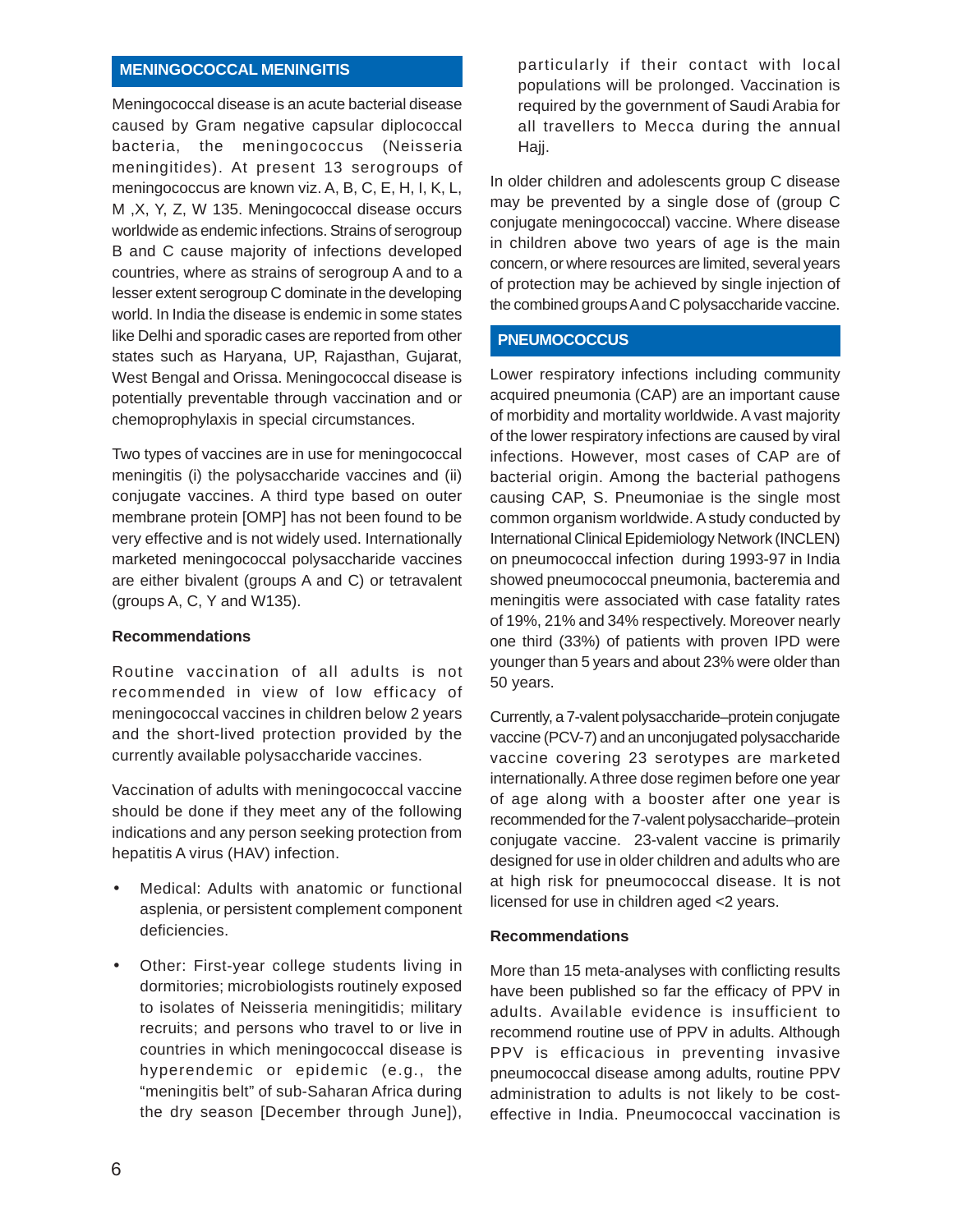## MENINGOCOCCAL MENINGITIS

Meningococcal disease is an acute bacterial disease caused by Gram negative capsular diplococcal bacteria, the meningococcus (Neisseria meningitides). At present 13 serogroups of meningococcus are known viz. A, B, C, E, H, I, K, L, M ,X, Y, Z, W 135. Meningococcal disease occurs worldwide as endemic infections. Strains of serogroup B and C cause majority of infections developed countries, where as strains of serogroup A and to a lesser extent serogroup C dominate in the developing world. In India the disease is endemic in some states like Delhi and sporadic cases are reported from other states such as Haryana, UP, Rajasthan, Gujarat, West Bengal and Orissa. Meningococcal disease is potentially preventable through vaccination and or chemoprophylaxis in special circumstances.

Two types of vaccines are in use for meningococcal meningitis (i) the polysaccharide vaccines and (ii) conjugate vaccines. A third type based on outer membrane protein [OMP] has not been found to be very effective and is not widely used. Internationally marketed meningococcal polysaccharide vaccines are either bivalent (groups A and C) or tetravalent (groups A, C, Y and W135).

### Recommendations

Routine vaccination of all adults is not recommended in view of low efficacy of meningococcal vaccines in children below 2 years and the short-lived protection provided by the currently available polysaccharide vaccines.

Vaccination of adults with meningococcal vaccine should be done if they meet any of the following indications and any person seeking protection from hepatitis A virus (HAV) infection.

- Medical: Adults with anatomic or functional asplenia, or persistent complement component deficiencies.
- Other: First-year college students living in dormitories; microbiologists routinely exposed to isolates of Neisseria meningitidis; military recruits; and persons who travel to or live in countries in which meningococcal disease is hyperendemic or epidemic (e.g., the "meningitis belt" of sub-Saharan Africa during the dry season [December through June]), particularly if their contact with local populations will be prolonged. Vaccination is required by the government of Saudi Arabia for all travellers to Mecca during the annual Hajj.

In older children and adolescents group C disease may be prevented by a single dose of (group C conjugate meningococcal) vaccine. Where disease in children above two years of age is the main concern, or where resources are limited, several years of protection may be achieved by single injection of the combined groups A and C polysaccharide vaccine.

## PNEUMOCOCCUS

Lower respiratory infections including community acquired pneumonia (CAP) are an important cause of morbidity and mortality worldwide. A vast majority of the lower respiratory infections are caused by viral infections. However, most cases of CAP are of bacterial origin. Among the bacterial pathogens causing CAP, S. Pneumoniae is the single most common organism worldwide. A study conducted by International Clinical Epidemiology Network (INCLEN) on pneumococcal infection during 1993-97 in India showed pneumococcal pneumonia, bacteremia and meningitis were associated with case fatality rates of 19%, 21% and 34% respectively. Moreover nearly one third (33%) of patients with proven IPD were younger than 5 years and about 23% were older than 50 years.

Currently, a 7-valent polysaccharide–protein conjugate vaccine (PCV-7) and an unconjugated polysaccharide vaccine covering 23 serotypes are marketed internationally. A three dose regimen before one year of age along with a booster after one year is recommended for the 7-valent polysaccharide–protein conjugate vaccine. 23-valent vaccine is primarily designed for use in older children and adults who are at high risk for pneumococcal disease. It is not licensed for use in children aged <2 years.

### Recommendations

More than 15 meta-analyses with conflicting results have been published so far the efficacy of PPV in adults. Available evidence is insufficient to recommend routine use of PPV in adults. Although PPV is efficacious in preventing invasive pneumococcal disease among adults, routine PPV administration to adults is not likely to be cost-effective in India. Pneumococcal vaccination is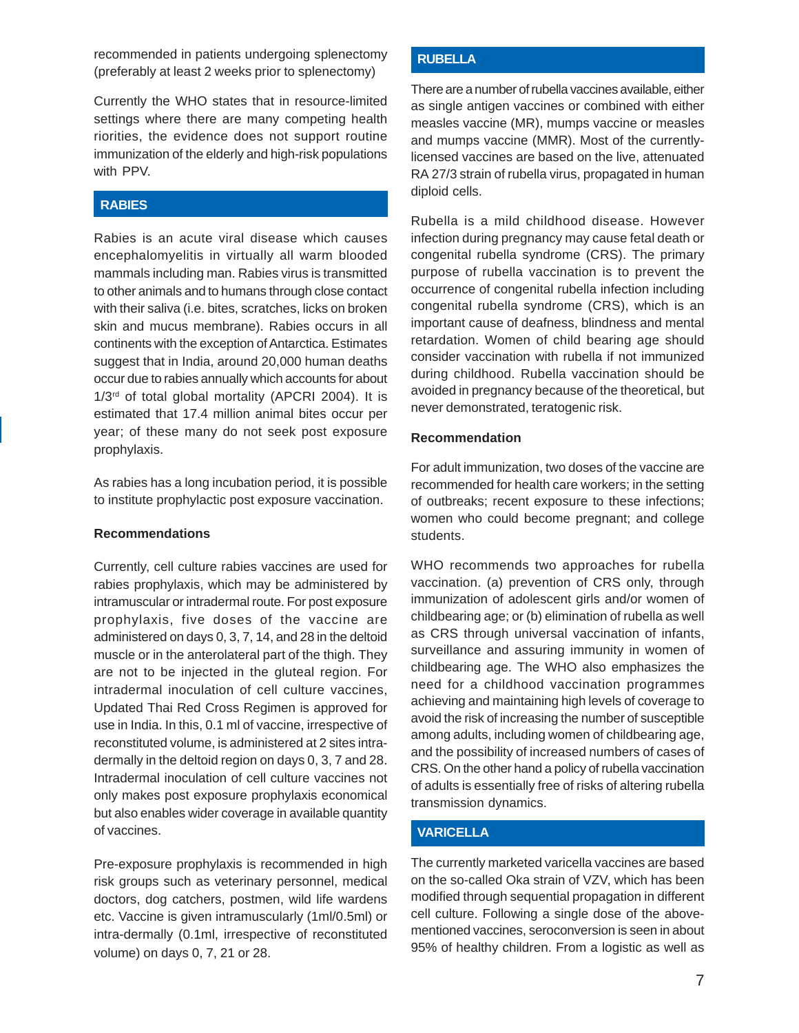recommended in patients undergoing splenectomy (preferably at least 2 weeks prior to splenectomy)

Currently the WHO states that in resource-limited settings where there are many competing health riorities, the evidence does not support routine immunization of the elderly and high-risk populations with PPV.

## RABIES

Rabies is an acute viral disease which causes encephalomyelitis in virtually all warm blooded mammals including man. Rabies virus is transmitted to other animals and to humans through close contact with their saliva (i.e. bites, scratches, licks on broken skin and mucus membrane). Rabies occurs in all continents with the exception of Antarctica. Estimates suggest that in India, around 20,000 human deaths occur due to rabies annually which accounts for about 1/3rd of total global mortality (APCRI 2004). It is estimated that 17.4 million animal bites occur per year; of these many do not seek post exposure prophylaxis.

As rabies has a long incubation period, it is possible to institute prophylactic post exposure vaccination.

**Recommendations**

Currently, cell culture rabies vaccines are used for rabies prophylaxis, which may be administered by intramuscular or intradermal route. For post exposure prophylaxis, five doses of the vaccine are administered on days 0, 3, 7, 14, and 28 in the deltoid muscle or in the anterolateral part of the thigh. They are not to be injected in the gluteal region. For intradermal inoculation of cell culture vaccines, Updated Thai Red Cross Regimen is approved for use in India. In this, 0.1 ml of vaccine, irrespective of reconstituted volume, is administered at 2 sites intra-dermally in the deltoid region on days 0, 3, 7 and 28. Intradermal inoculation of cell culture vaccines not only makes post exposure prophylaxis economical but also enables wider coverage in available quantity of vaccines.

Pre-exposure prophylaxis is recommended in high risk groups such as veterinary personnel, medical doctors, dog catchers, postmen, wild life wardens etc. Vaccine is given intramuscularly (1ml/0.5ml) or intra-dermally (0.1ml, irrespective of reconstituted volume) on days 0, 7, 21 or 28.

## RUBELLA

There are a number of rubella vaccines available, either as single antigen vaccines or combined with either measles vaccine (MR), mumps vaccine or measles and mumps vaccine (MMR). Most of the currently-licensed vaccines are based on the live, attenuated RA 27/3 strain of rubella virus, propagated in human diploid cells.

Rubella is a mild childhood disease. However infection during pregnancy may cause fetal death or congenital rubella syndrome (CRS). The primary purpose of rubella vaccination is to prevent the occurrence of congenital rubella infection including congenital rubella syndrome (CRS), which is an important cause of deafness, blindness and mental retardation. Women of child bearing age should consider vaccination with rubella if not immunized during childhood. Rubella vaccination should be avoided in pregnancy because of the theoretical, but never demonstrated, teratogenic risk.

**Recommendation**

For adult immunization, two doses of the vaccine are recommended for health care workers; in the setting of outbreaks; recent exposure to these infections; women who could become pregnant; and college students.

WHO recommends two approaches for rubella vaccination. (a) prevention of CRS only, through immunization of adolescent girls and/or women of childbearing age; or (b) elimination of rubella as well as CRS through universal vaccination of infants, surveillance and assuring immunity in women of childbearing age. The WHO also emphasizes the need for a childhood vaccination programmes achieving and maintaining high levels of coverage to avoid the risk of increasing the number of susceptible among adults, including women of childbearing age, and the possibility of increased numbers of cases of CRS. On the other hand a policy of rubella vaccination of adults is essentially free of risks of altering rubella transmission dynamics.

## VARICELLA

The currently marketed varicella vaccines are based on the so-called Oka strain of VZV, which has been modified through sequential propagation in different cell culture. Following a single dose of the above-mentioned vaccines, seroconversion is seen in about 95% of healthy children. From a logistic as well as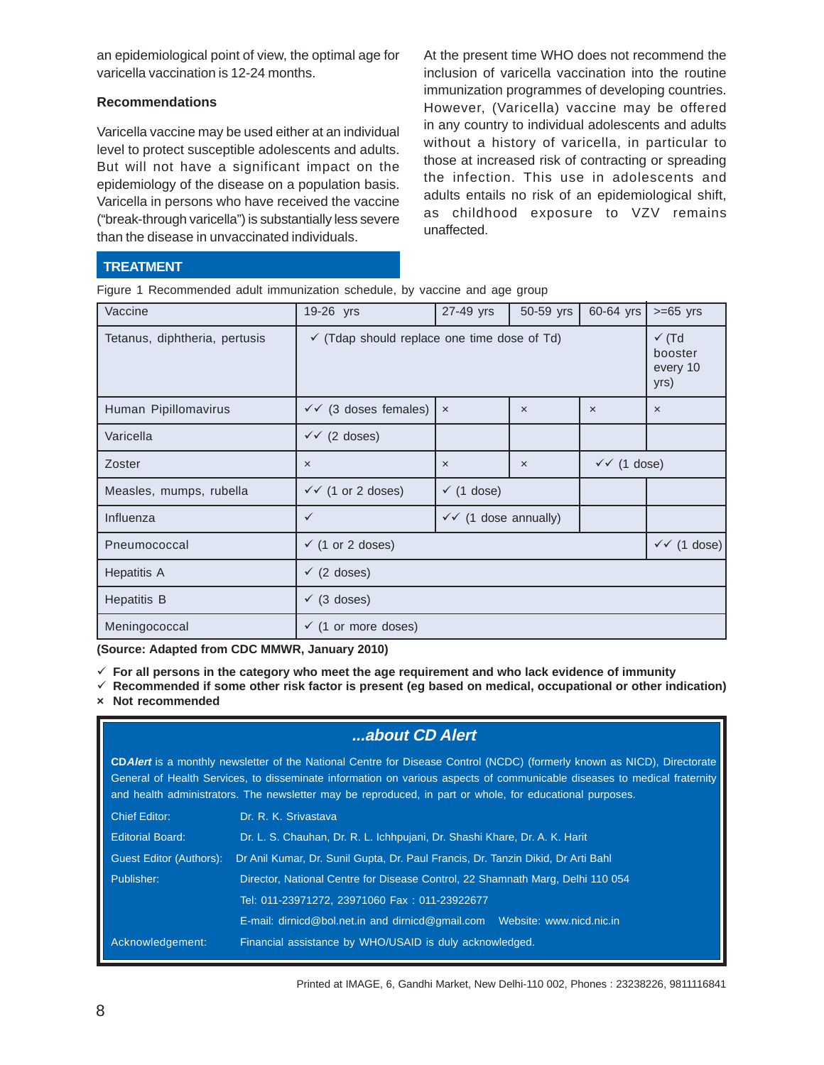an epidemiological point of view, the optimal age for varicella vaccination is 12-24 months.

**Recommendations**

Varicella vaccine may be used either at an individual level to protect susceptible adolescents and adults. But will not have a significant impact on the epidemiology of the disease on a population basis. Varicella in persons who have received the vaccine ("break-through varicella") is substantially less severe than the disease in unvaccinated individuals.

At the present time WHO does not recommend the inclusion of varicella vaccination into the routine immunization programmes of developing countries. However, (Varicella) vaccine may be offered in any country to individual adolescents and adults without a history of varicella, in particular to those at increased risk of contracting or spreading the infection. This use in adolescents and adults entails no risk of an epidemiological shift, as childhood exposure to VZV remains unaffected.

## TREATMENT

Figure 1 Recommended adult immunization schedule, by vaccine and age group

| Vaccine | 19-26 yrs | 27-49 yrs | 50-59 yrs | 60-64 yrs | >=65 yrs |
|---|---|---|---|---|---|
| Tetanus, diphtheria, pertusis | ✓ (Tdap should replace one time dose of Td) | | | | ✓ (Td booster every 10 yrs) |
| Human Pipillomavirus | ✓✓ (3 doses females) | × | × | × | × |
| Varicella | ✓✓ (2 doses) | | | | |
| Zoster | × | × | × | ✓✓ (1 dose) | |
| Measles, mumps, rubella | ✓✓ (1 or 2 doses) | ✓ (1 dose) | | | |
| Influenza | ✓ | ✓✓ (1 dose annually) | | | |
| Pneumococcal | ✓ (1 or 2 doses) | | | | ✓✓ (1 dose) |
| Hepatitis A | ✓ (2 doses) | | | | |
| Hepatitis B | ✓ (3 doses) | | | | |
| Meningococcal | ✓ (1 or more doses) | | | | |

**(Source: Adapted from CDC MMWR, January 2010)**

- ✓ **For all persons in the category who meet the age requirement and who lack evidence of immunity**
- ✓ **Recommended if some other risk factor is present (eg based on medical, occupational or other indication)**
- × **Not recommended**

## *...about CD Alert*

**CD*Alert*** is a monthly newsletter of the National Centre for Disease Control (NCDC) (formerly known as NICD), Directorate General of Health Services, to disseminate information on various aspects of communicable diseases to medical fraternity and health administrators. The newsletter may be reproduced, in part or whole, for educational purposes.

Chief Editor: Dr. R. K. Srivastava

Editorial Board: Dr. L. S. Chauhan, Dr. R. L. Ichhpujani, Dr. Shashi Khare, Dr. A. K. Harit

Guest Editor (Authors): Dr Anil Kumar, Dr. Sunil Gupta, Dr. Paul Francis, Dr. Tanzin Dikid, Dr Arti Bahl

Publisher: Director, National Centre for Disease Control, 22 Shamnath Marg, Delhi 110 054

Tel: 011-23971272, 23971060 Fax : 011-23922677

E-mail: dirnicd@bol.net.in and dirnicd@gmail.com Website: www.nicd.nic.in

Acknowledgement: Financial assistance by WHO/USAID is duly acknowledged.

Printed at IMAGE, 6, Gandhi Market, New Delhi-110 002, Phones : 23238226, 9811116841